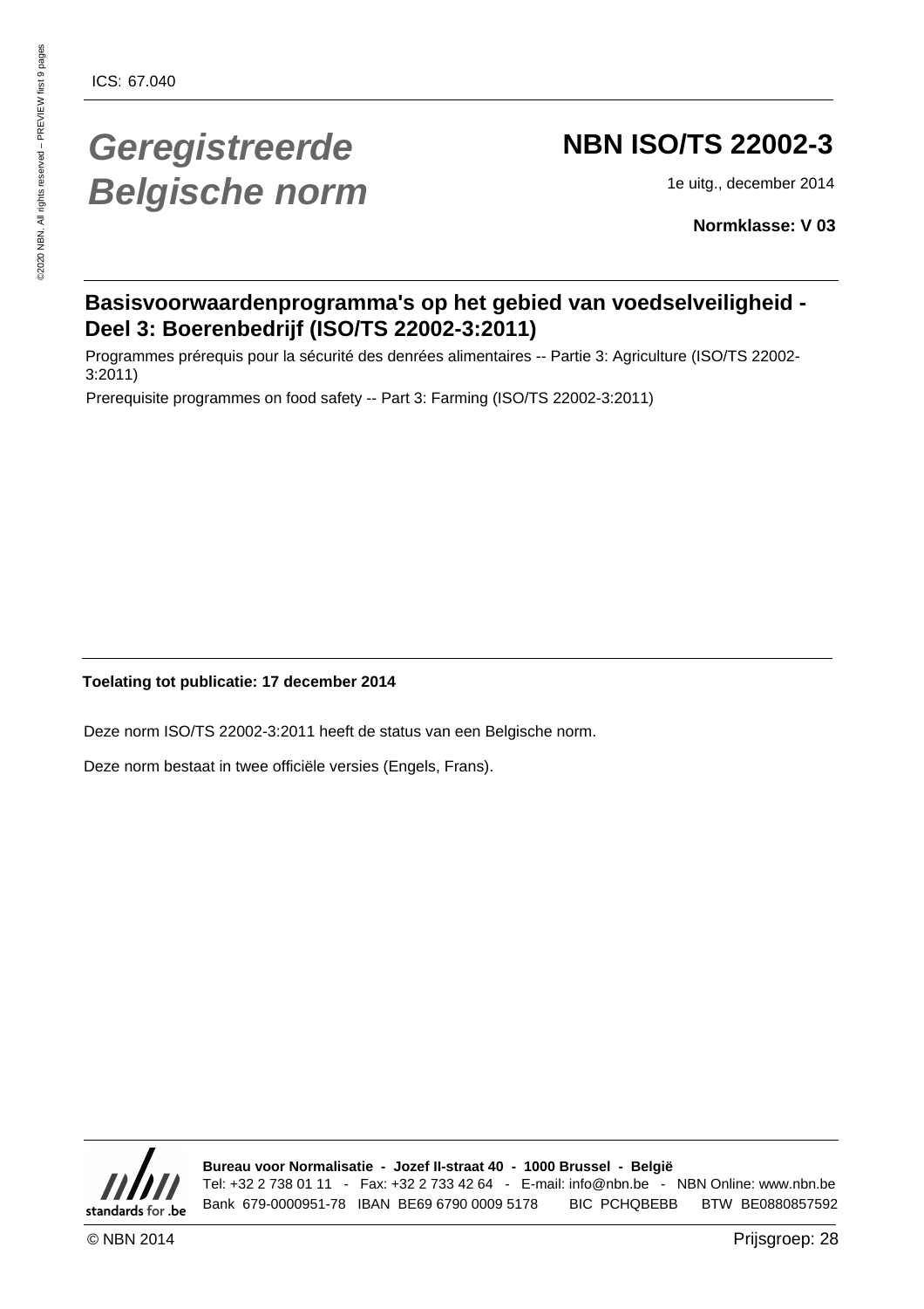ICS: 67.040

# *Geregistreerde Belgische norm*

## NBN ISO/TS 22002-3

1e uitg., december 2014

**Normklasse: V 03**

## Basisvoorwaardenprogramma's op het gebied van voedselveiligheid - Deel 3: Boerenbedrijf (ISO/TS 22002-3:2011)

Programmes prérequis pour la sécurité des denrées alimentaires -- Partie 3: Agriculture (ISO/TS 22002-3:2011)

Prerequisite programmes on food safety -- Part 3: Farming (ISO/TS 22002-3:2011)

**Toelating tot publicatie: 17 december 2014**

Deze norm ISO/TS 22002-3:2011 heeft de status van een Belgische norm.

Deze norm bestaat in twee officiële versies (Engels, Frans).

**Bureau voor Normalisatie - Jozef II-straat 40 - 1000 Brussel - België**
Tel: +32 2 738 01 11 - Fax: +32 2 733 42 64 - E-mail: info@nbn.be - NBN Online: www.nbn.be
Bank 679-0000951-78 IBAN BE69 6790 0009 5178 BIC PCHQBEBB BTW BE0880857592

© NBN 2014

Prijsgroep: 28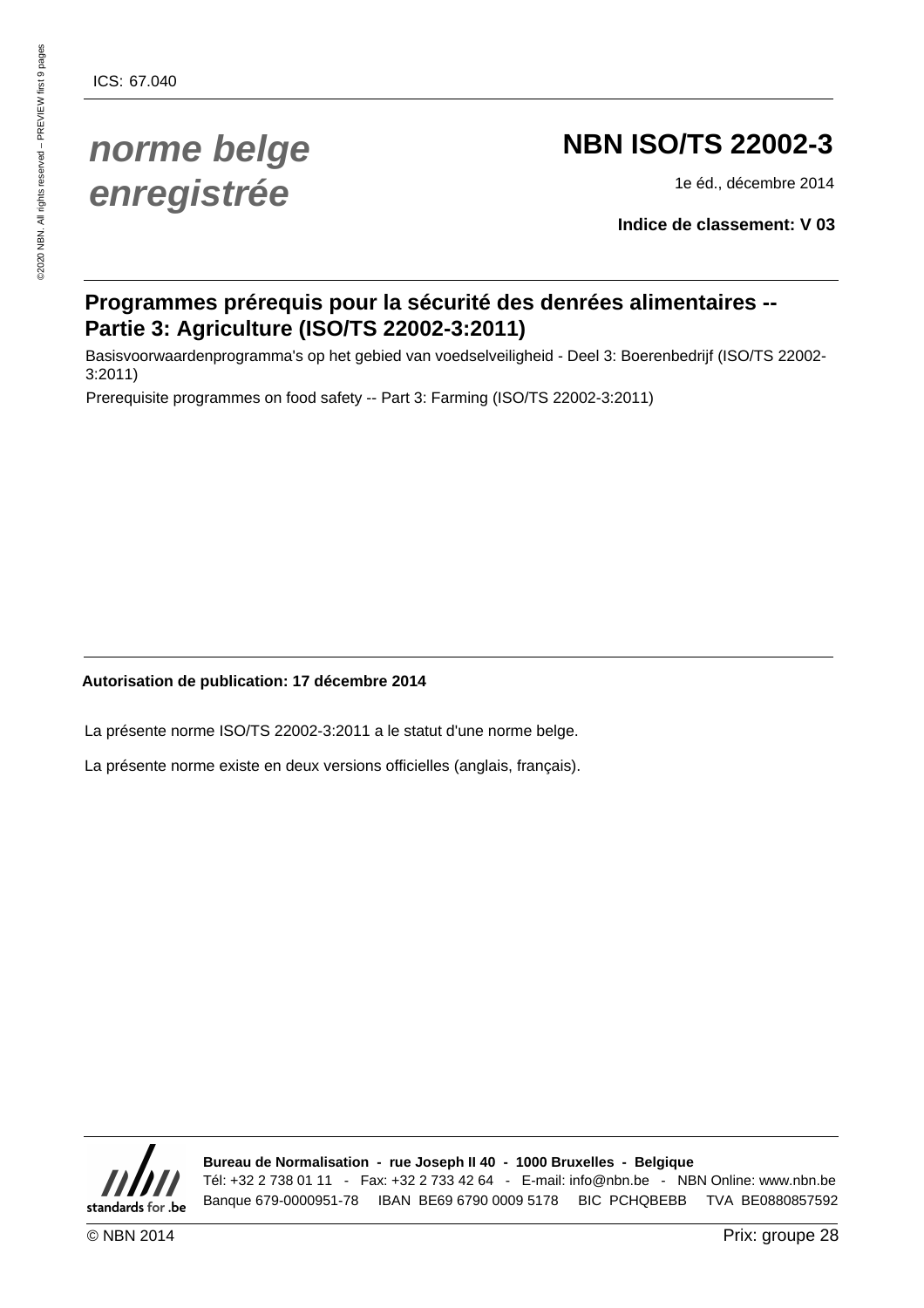ICS: 67.040

*norme belge enregistrée*

# NBN ISO/TS 22002-3

1e éd., décembre 2014

**Indice de classement: V 03**

## Programmes prérequis pour la sécurité des denrées alimentaires -- Partie 3: Agriculture (ISO/TS 22002-3:2011)

Basisvoorwaardenprogramma's op het gebied van voedselveiligheid - Deel 3: Boerenbedrijf (ISO/TS 22002-3:2011)

Prerequisite programmes on food safety -- Part 3: Farming (ISO/TS 22002-3:2011)

**Autorisation de publication: 17 décembre 2014**

La présente norme ISO/TS 22002-3:2011 a le statut d'une norme belge.

La présente norme existe en deux versions officielles (anglais, français).

**Bureau de Normalisation - rue Joseph II 40 - 1000 Bruxelles - Belgique**
Tél: +32 2 738 01 11 - Fax: +32 2 733 42 64 - E-mail: info@nbn.be - NBN Online: www.nbn.be
Banque 679-0000951-78 IBAN BE69 6790 0009 5178 BIC PCHQBEBB TVA BE0880857592

© NBN 2014 Prix: groupe 28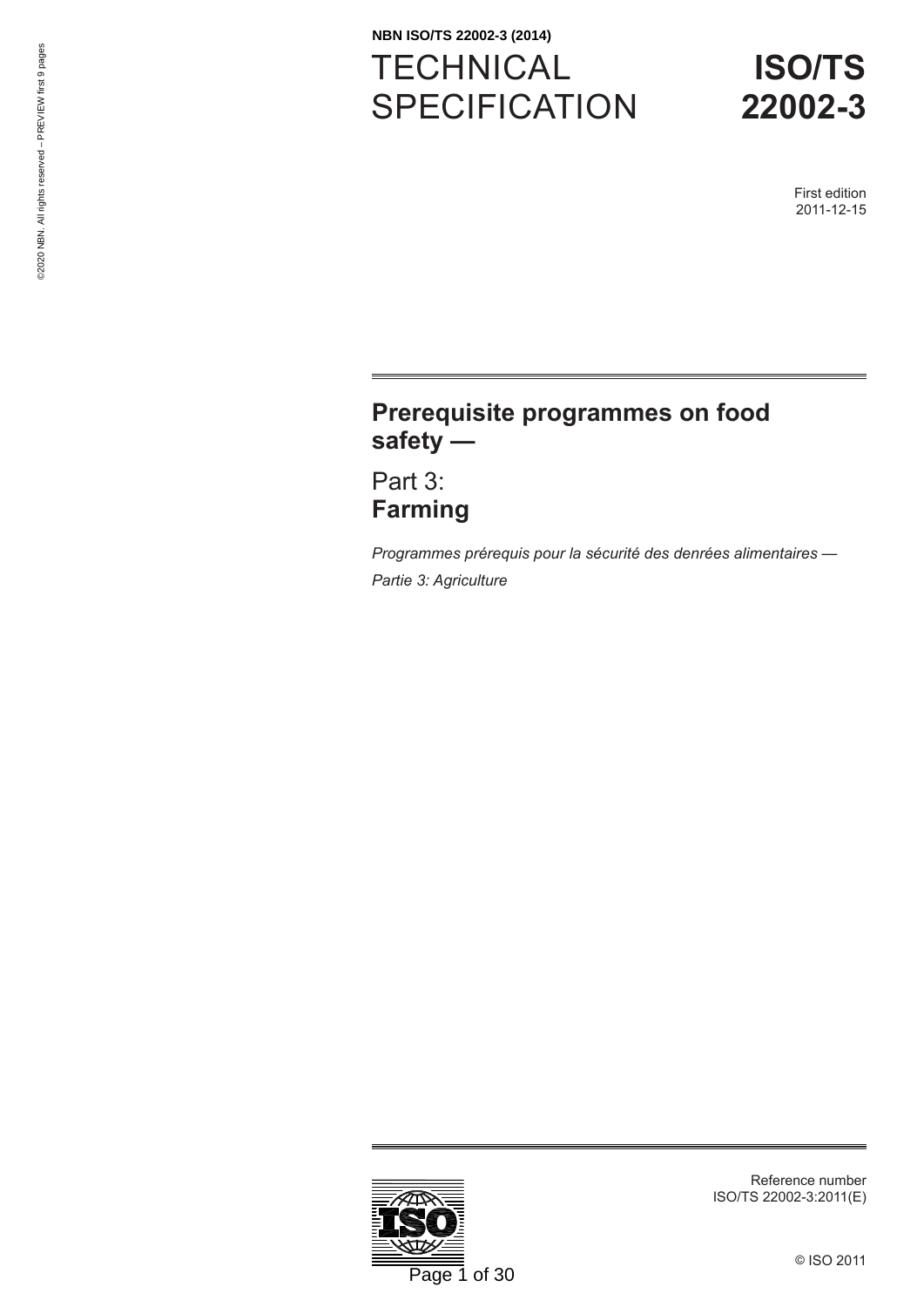NBN ISO/TS 22002-3 (2014)

# TECHNICAL SPECIFICATION

# ISO/TS 22002-3

First edition
2011-12-15

## Prerequisite programmes on food safety —

## Part 3: **Farming**

*Programmes prérequis pour la sécurité des denrées alimentaires —*

*Partie 3: Agriculture*

Reference number
ISO/TS 22002-3:2011(E)

© ISO 2011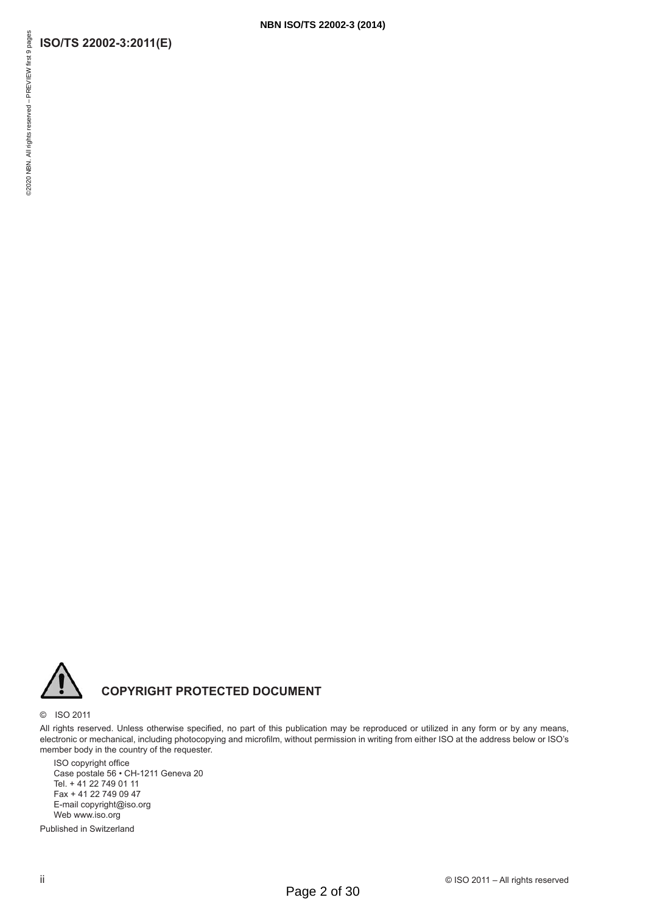**COPYRIGHT PROTECTED DOCUMENT**

© ISO 2011

All rights reserved. Unless otherwise specified, no part of this publication may be reproduced or utilized in any form or by any means, electronic or mechanical, including photocopying and microfilm, without permission in writing from either ISO at the address below or ISO's member body in the country of the requester.

ISO copyright office
Case postale 56 • CH-1211 Geneva 20
Tel. + 41 22 749 01 11
Fax + 41 22 749 09 47
E-mail copyright@iso.org
Web www.iso.org

Published in Switzerland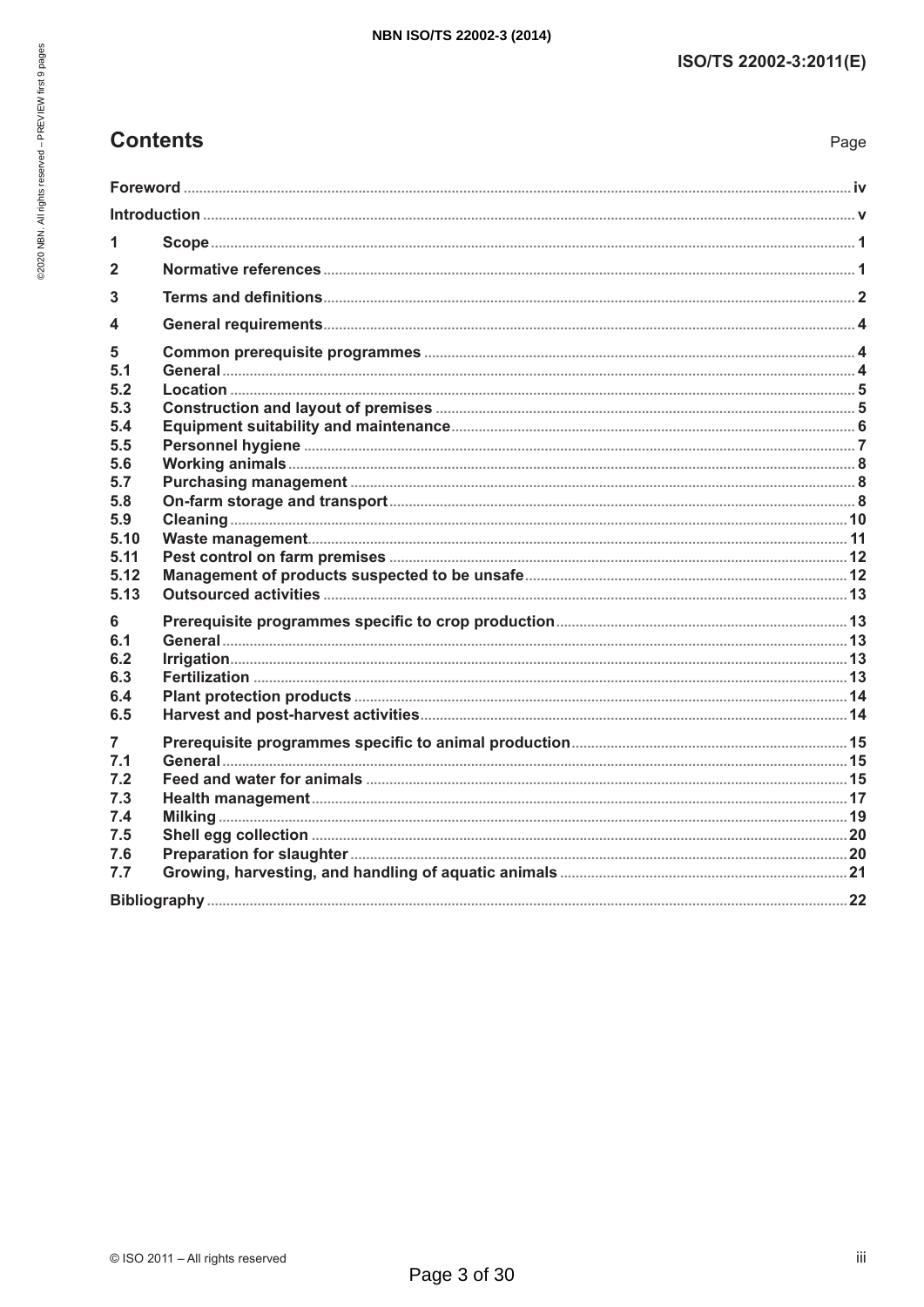# Contents

| | | Page |
|---|---|---|
| **Foreword** | | **iv** |
| **Introduction** | | **v** |
| **1** | **Scope** | **1** |
| **2** | **Normative references** | **1** |
| **3** | **Terms and definitions** | **2** |
| **4** | **General requirements** | **4** |
| **5** | **Common prerequisite programmes** | **4** |
| **5.1** | **General** | **4** |
| **5.2** | **Location** | **5** |
| **5.3** | **Construction and layout of premises** | **5** |
| **5.4** | **Equipment suitability and maintenance** | **6** |
| **5.5** | **Personnel hygiene** | **7** |
| **5.6** | **Working animals** | **8** |
| **5.7** | **Purchasing management** | **8** |
| **5.8** | **On-farm storage and transport** | **8** |
| **5.9** | **Cleaning** | **10** |
| **5.10** | **Waste management** | **11** |
| **5.11** | **Pest control on farm premises** | **12** |
| **5.12** | **Management of products suspected to be unsafe** | **12** |
| **5.13** | **Outsourced activities** | **13** |
| **6** | **Prerequisite programmes specific to crop production** | **13** |
| **6.1** | **General** | **13** |
| **6.2** | **Irrigation** | **13** |
| **6.3** | **Fertilization** | **13** |
| **6.4** | **Plant protection products** | **14** |
| **6.5** | **Harvest and post-harvest activities** | **14** |
| **7** | **Prerequisite programmes specific to animal production** | **15** |
| **7.1** | **General** | **15** |
| **7.2** | **Feed and water for animals** | **15** |
| **7.3** | **Health management** | **17** |
| **7.4** | **Milking** | **19** |
| **7.5** | **Shell egg collection** | **20** |
| **7.6** | **Preparation for slaughter** | **20** |
| **7.7** | **Growing, harvesting, and handling of aquatic animals** | **21** |
| **Bibliography** | | **22** |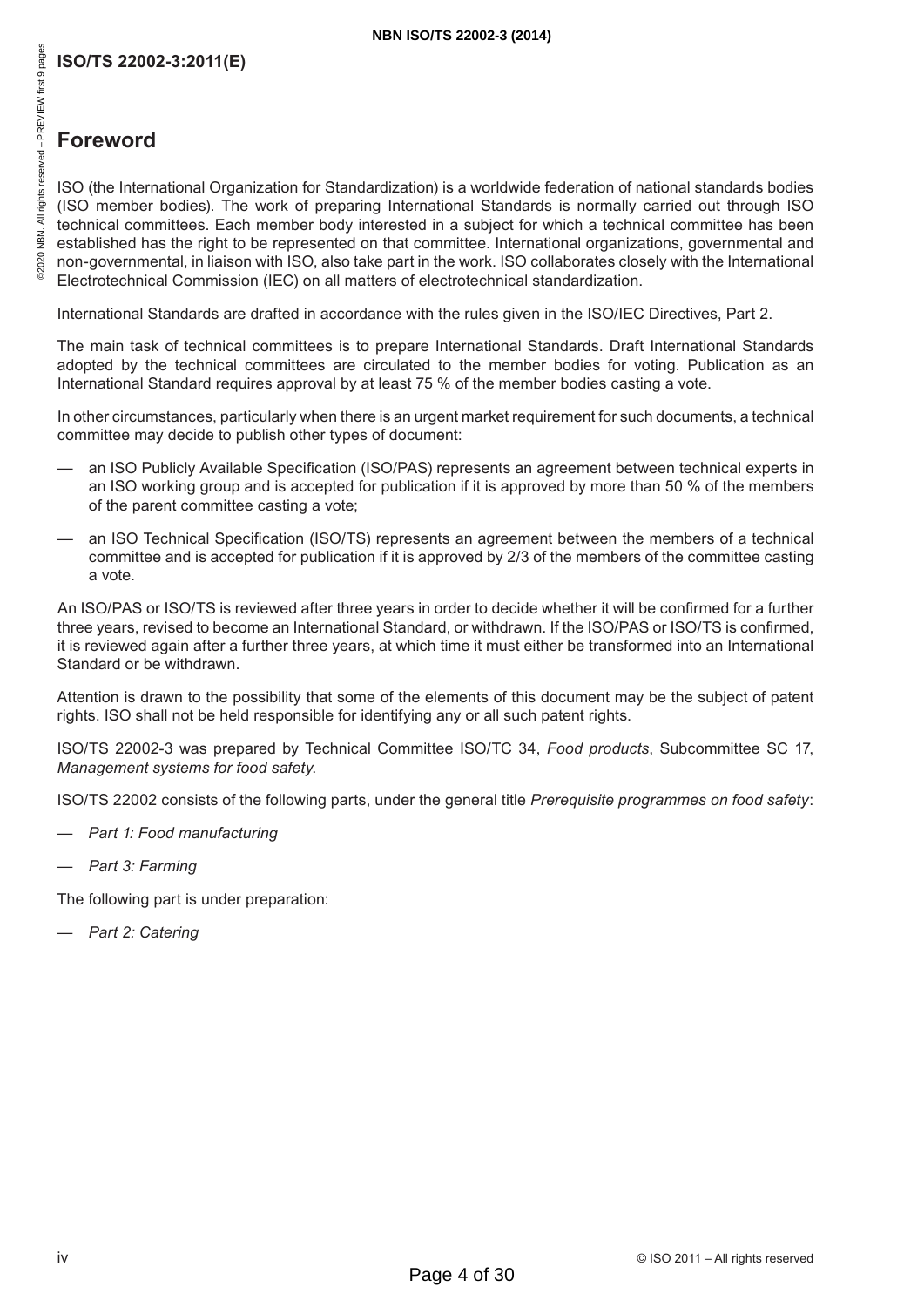## Foreword

ISO (the International Organization for Standardization) is a worldwide federation of national standards bodies (ISO member bodies). The work of preparing International Standards is normally carried out through ISO technical committees. Each member body interested in a subject for which a technical committee has been established has the right to be represented on that committee. International organizations, governmental and non-governmental, in liaison with ISO, also take part in the work. ISO collaborates closely with the International Electrotechnical Commission (IEC) on all matters of electrotechnical standardization.

International Standards are drafted in accordance with the rules given in the ISO/IEC Directives, Part 2.

The main task of technical committees is to prepare International Standards. Draft International Standards adopted by the technical committees are circulated to the member bodies for voting. Publication as an International Standard requires approval by at least 75 % of the member bodies casting a vote.

In other circumstances, particularly when there is an urgent market requirement for such documents, a technical committee may decide to publish other types of document:

— an ISO Publicly Available Specification (ISO/PAS) represents an agreement between technical experts in an ISO working group and is accepted for publication if it is approved by more than 50 % of the members of the parent committee casting a vote;

— an ISO Technical Specification (ISO/TS) represents an agreement between the members of a technical committee and is accepted for publication if it is approved by 2/3 of the members of the committee casting a vote.

An ISO/PAS or ISO/TS is reviewed after three years in order to decide whether it will be confirmed for a further three years, revised to become an International Standard, or withdrawn. If the ISO/PAS or ISO/TS is confirmed, it is reviewed again after a further three years, at which time it must either be transformed into an International Standard or be withdrawn.

Attention is drawn to the possibility that some of the elements of this document may be the subject of patent rights. ISO shall not be held responsible for identifying any or all such patent rights.

ISO/TS 22002-3 was prepared by Technical Committee ISO/TC 34, *Food products*, Subcommittee SC 17, *Management systems for food safety*.

ISO/TS 22002 consists of the following parts, under the general title *Prerequisite programmes on food safety*:

— *Part 1: Food manufacturing*

— *Part 3: Farming*

The following part is under preparation:

— *Part 2: Catering*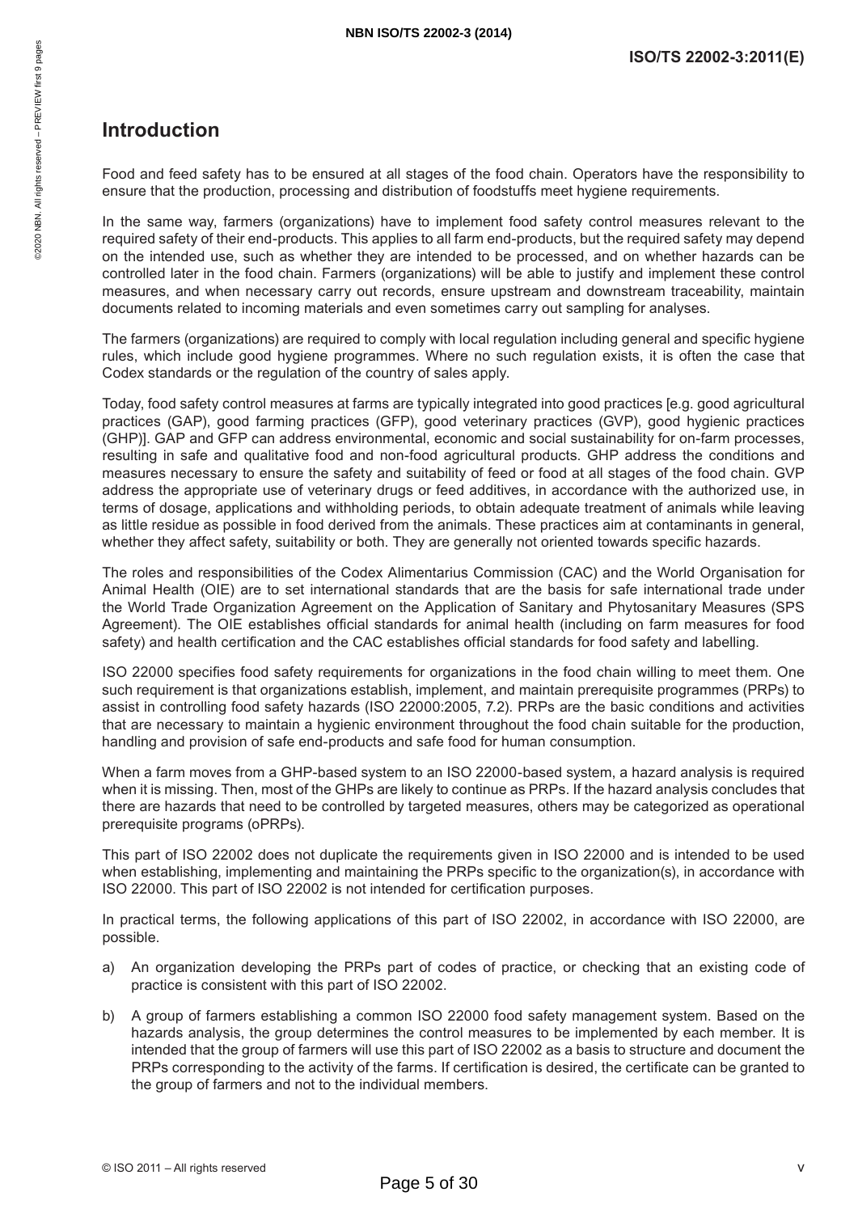# Introduction

Food and feed safety has to be ensured at all stages of the food chain. Operators have the responsibility to ensure that the production, processing and distribution of foodstuffs meet hygiene requirements.

In the same way, farmers (organizations) have to implement food safety control measures relevant to the required safety of their end-products. This applies to all farm end-products, but the required safety may depend on the intended use, such as whether they are intended to be processed, and on whether hazards can be controlled later in the food chain. Farmers (organizations) will be able to justify and implement these control measures, and when necessary carry out records, ensure upstream and downstream traceability, maintain documents related to incoming materials and even sometimes carry out sampling for analyses.

The farmers (organizations) are required to comply with local regulation including general and specific hygiene rules, which include good hygiene programmes. Where no such regulation exists, it is often the case that Codex standards or the regulation of the country of sales apply.

Today, food safety control measures at farms are typically integrated into good practices [e.g. good agricultural practices (GAP), good farming practices (GFP), good veterinary practices (GVP), good hygienic practices (GHP)]. GAP and GFP can address environmental, economic and social sustainability for on-farm processes, resulting in safe and qualitative food and non-food agricultural products. GHP address the conditions and measures necessary to ensure the safety and suitability of feed or food at all stages of the food chain. GVP address the appropriate use of veterinary drugs or feed additives, in accordance with the authorized use, in terms of dosage, applications and withholding periods, to obtain adequate treatment of animals while leaving as little residue as possible in food derived from the animals. These practices aim at contaminants in general, whether they affect safety, suitability or both. They are generally not oriented towards specific hazards.

The roles and responsibilities of the Codex Alimentarius Commission (CAC) and the World Organisation for Animal Health (OIE) are to set international standards that are the basis for safe international trade under the World Trade Organization Agreement on the Application of Sanitary and Phytosanitary Measures (SPS Agreement). The OIE establishes official standards for animal health (including on farm measures for food safety) and health certification and the CAC establishes official standards for food safety and labelling.

ISO 22000 specifies food safety requirements for organizations in the food chain willing to meet them. One such requirement is that organizations establish, implement, and maintain prerequisite programmes (PRPs) to assist in controlling food safety hazards (ISO 22000:2005, 7.2). PRPs are the basic conditions and activities that are necessary to maintain a hygienic environment throughout the food chain suitable for the production, handling and provision of safe end-products and safe food for human consumption.

When a farm moves from a GHP-based system to an ISO 22000-based system, a hazard analysis is required when it is missing. Then, most of the GHPs are likely to continue as PRPs. If the hazard analysis concludes that there are hazards that need to be controlled by targeted measures, others may be categorized as operational prerequisite programs (oPRPs).

This part of ISO 22002 does not duplicate the requirements given in ISO 22000 and is intended to be used when establishing, implementing and maintaining the PRPs specific to the organization(s), in accordance with ISO 22000. This part of ISO 22002 is not intended for certification purposes.

In practical terms, the following applications of this part of ISO 22002, in accordance with ISO 22000, are possible.

a) An organization developing the PRPs part of codes of practice, or checking that an existing code of practice is consistent with this part of ISO 22002.

b) A group of farmers establishing a common ISO 22000 food safety management system. Based on the hazards analysis, the group determines the control measures to be implemented by each member. It is intended that the group of farmers will use this part of ISO 22002 as a basis to structure and document the PRPs corresponding to the activity of the farms. If certification is desired, the certificate can be granted to the group of farmers and not to the individual members.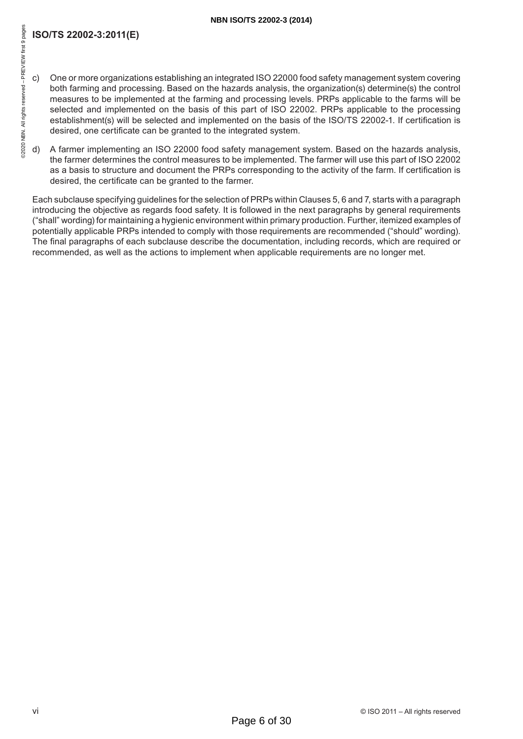c) One or more organizations establishing an integrated ISO 22000 food safety management system covering both farming and processing. Based on the hazards analysis, the organization(s) determine(s) the control measures to be implemented at the farming and processing levels. PRPs applicable to the farms will be selected and implemented on the basis of this part of ISO 22002. PRPs applicable to the processing establishment(s) will be selected and implemented on the basis of the ISO/TS 22002-1. If certification is desired, one certificate can be granted to the integrated system.

d) A farmer implementing an ISO 22000 food safety management system. Based on the hazards analysis, the farmer determines the control measures to be implemented. The farmer will use this part of ISO 22002 as a basis to structure and document the PRPs corresponding to the activity of the farm. If certification is desired, the certificate can be granted to the farmer.

Each subclause specifying guidelines for the selection of PRPs within Clauses 5, 6 and 7, starts with a paragraph introducing the objective as regards food safety. It is followed in the next paragraphs by general requirements ("shall" wording) for maintaining a hygienic environment within primary production. Further, itemized examples of potentially applicable PRPs intended to comply with those requirements are recommended ("should" wording). The final paragraphs of each subclause describe the documentation, including records, which are required or recommended, as well as the actions to implement when applicable requirements are no longer met.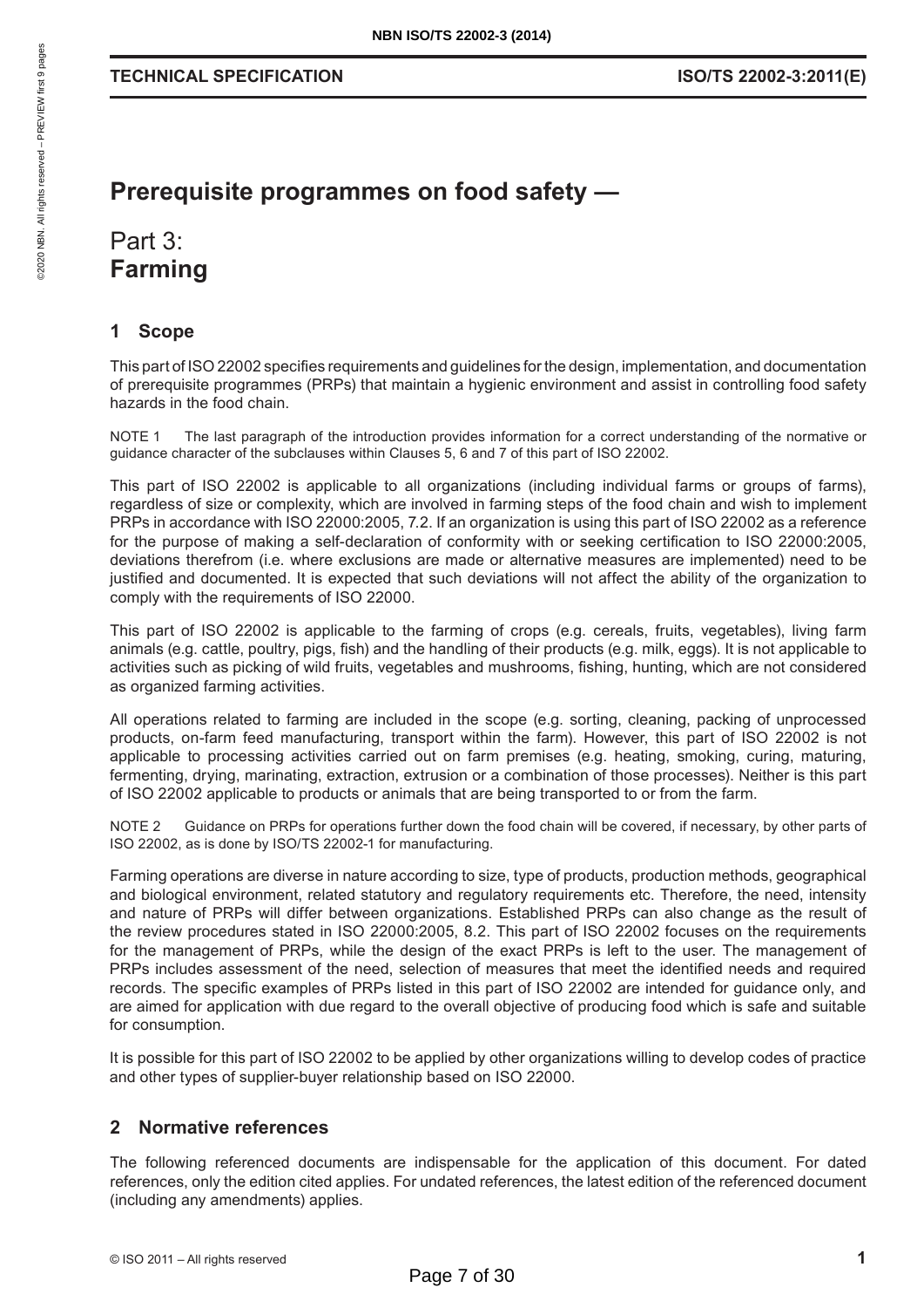# Prerequisite programmes on food safety —

# Part 3: **Farming**

## 1 Scope

This part of ISO 22002 specifies requirements and guidelines for the design, implementation, and documentation of prerequisite programmes (PRPs) that maintain a hygienic environment and assist in controlling food safety hazards in the food chain.

NOTE 1 The last paragraph of the introduction provides information for a correct understanding of the normative or guidance character of the subclauses within Clauses 5, 6 and 7 of this part of ISO 22002.

This part of ISO 22002 is applicable to all organizations (including individual farms or groups of farms), regardless of size or complexity, which are involved in farming steps of the food chain and wish to implement PRPs in accordance with ISO 22000:2005, 7.2. If an organization is using this part of ISO 22002 as a reference for the purpose of making a self-declaration of conformity with or seeking certification to ISO 22000:2005, deviations therefrom (i.e. where exclusions are made or alternative measures are implemented) need to be justified and documented. It is expected that such deviations will not affect the ability of the organization to comply with the requirements of ISO 22000.

This part of ISO 22002 is applicable to the farming of crops (e.g. cereals, fruits, vegetables), living farm animals (e.g. cattle, poultry, pigs, fish) and the handling of their products (e.g. milk, eggs). It is not applicable to activities such as picking of wild fruits, vegetables and mushrooms, fishing, hunting, which are not considered as organized farming activities.

All operations related to farming are included in the scope (e.g. sorting, cleaning, packing of unprocessed products, on-farm feed manufacturing, transport within the farm). However, this part of ISO 22002 is not applicable to processing activities carried out on farm premises (e.g. heating, smoking, curing, maturing, fermenting, drying, marinating, extraction, extrusion or a combination of those processes). Neither is this part of ISO 22002 applicable to products or animals that are being transported to or from the farm.

NOTE 2 Guidance on PRPs for operations further down the food chain will be covered, if necessary, by other parts of ISO 22002, as is done by ISO/TS 22002-1 for manufacturing.

Farming operations are diverse in nature according to size, type of products, production methods, geographical and biological environment, related statutory and regulatory requirements etc. Therefore, the need, intensity and nature of PRPs will differ between organizations. Established PRPs can also change as the result of the review procedures stated in ISO 22000:2005, 8.2. This part of ISO 22002 focuses on the requirements for the management of PRPs, while the design of the exact PRPs is left to the user. The management of PRPs includes assessment of the need, selection of measures that meet the identified needs and required records. The specific examples of PRPs listed in this part of ISO 22002 are intended for guidance only, and are aimed for application with due regard to the overall objective of producing food which is safe and suitable for consumption.

It is possible for this part of ISO 22002 to be applied by other organizations willing to develop codes of practice and other types of supplier-buyer relationship based on ISO 22000.

## 2 Normative references

The following referenced documents are indispensable for the application of this document. For dated references, only the edition cited applies. For undated references, the latest edition of the referenced document (including any amendments) applies.